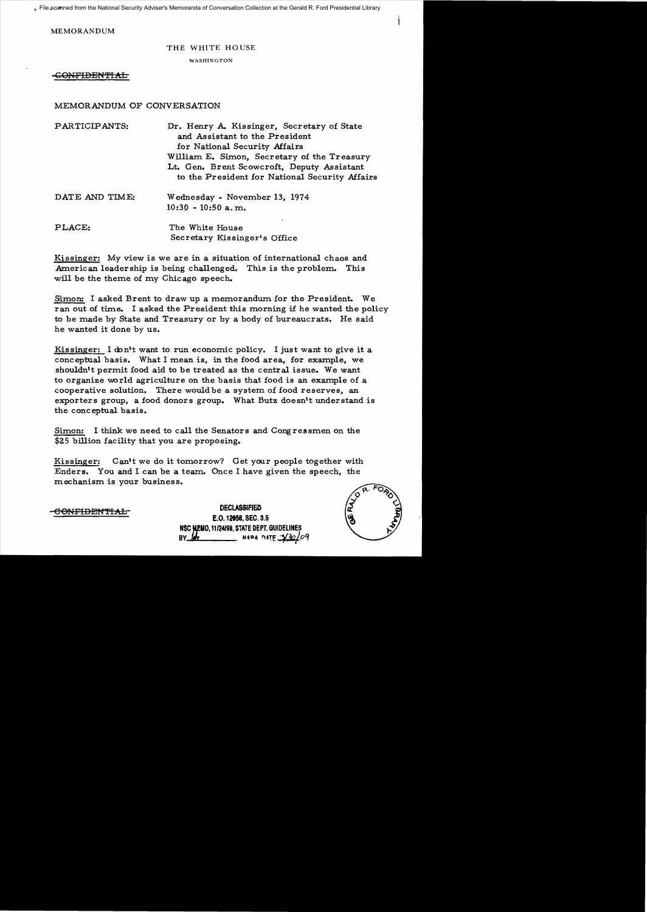File scanned from the National Security Adviser's Memoranda of Conversation Collection at the Gerald R. Ford Presidential Library

MEMORANDUM

THE WHITE HOUSE

WASHINGTON

~~CONFIDENTIAL~~

MEMORANDUM OF CONVERSATION

| | |
|---|---|
| PARTICIPANTS: | Dr. Henry A. Kissinger, Secretary of State and Assistant to the President for National Security Affairs<br>William E. Simon, Secretary of the Treasury<br>Lt. Gen. Brent Scowcroft, Deputy Assistant to the President for National Security Affairs |
| DATE AND TIME: | Wednesday - November 13, 1974<br>10:30 - 10:50 a.m. |
| PLACE: | The White House<br>Secretary Kissinger's Office |

Kissinger: My view is we are in a situation of international chaos and American leadership is being challenged. This is the problem. This will be the theme of my Chicago speech.

Simon: I asked Brent to draw up a memorandum for the President. We ran out of time. I asked the President this morning if he wanted the policy to be made by State and Treasury or by a body of bureaucrats. He said he wanted it done by us.

Kissinger: I don't want to run economic policy. I just want to give it a conceptual basis. What I mean is, in the food area, for example, we shouldn't permit food aid to be treated as the central issue. We want to organize world agriculture on the basis that food is an example of a cooperative solution. There would be a system of food reserves, an exporters group, a food donors group. What Butz doesn't understand is the conceptual basis.

Simon: I think we need to call the Senators and Congressmen on the $25 billion facility that you are proposing.

Kissinger: Can't we do it tomorrow? Get your people together with Enders. You and I can be a team. Once I have given the speech, the mechanism is your business.

~~CONFIDENTIAL~~

DECLASSIFIED
E.O. 12958, SEC. 3.5
NSC MEMO, 11/24/98, STATE DEPT. GUIDELINES
BY ___ NARA DATE 3/30/09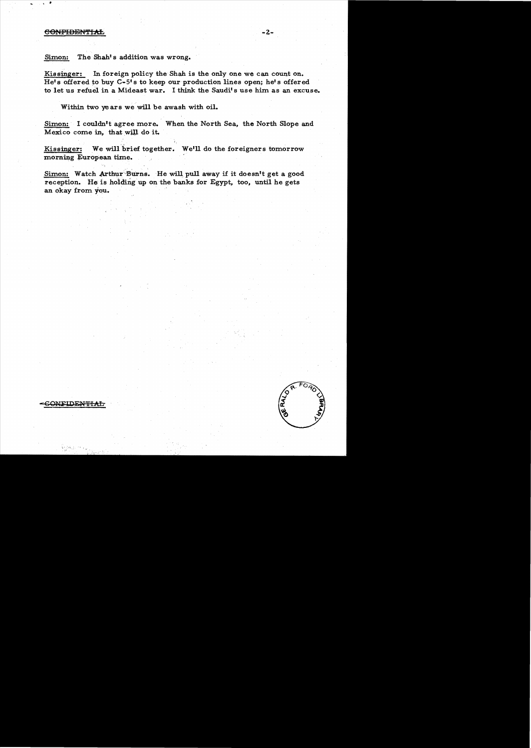Simon: The Shah's addition was wrong.

Kissinger: In foreign policy the Shah is the only one we can count on. He's offered to buy C-5's to keep our production lines open; he's offered to let us refuel in a Mideast war. I think the Saudi's use him as an excuse.

Within two years we will be awash with oil.

Simon: I couldn't agree more. When the North Sea, the North Slope and Mexico come in, that will do it.

Kissinger: We will brief together. We'll do the foreigners tomorrow morning European time.

Simon: Watch Arthur Burns. He will pull away if it doesn't get a good reception. He is holding up on the banks for Egypt, too, until he gets an okay from you.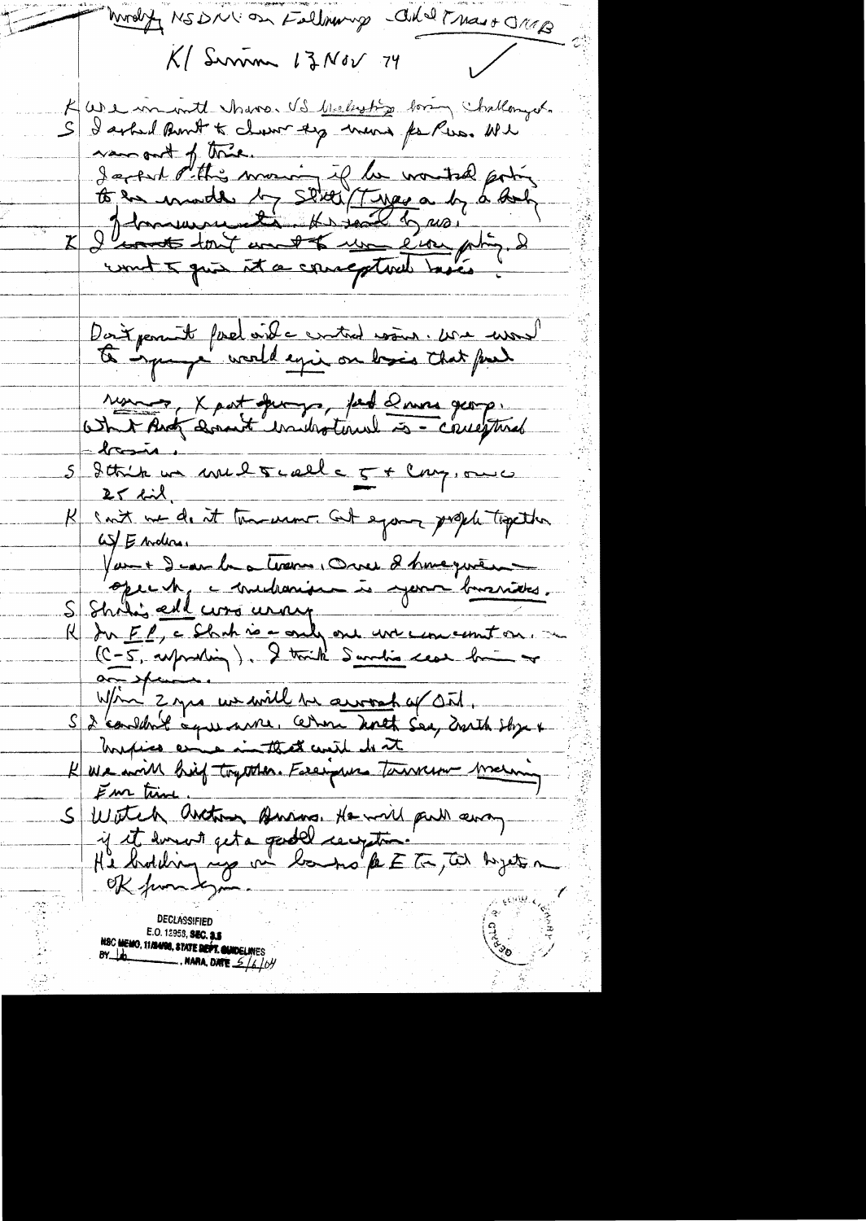Modify NSDM on Follow-up — Add Treas + OMB

K / Simon 13 Nov 74

K We ~~in with~~ Shaw. US ~~lobbying~~ losing challenge.

S I asked Burnt to chair sup. means for Pres. We ran out of time.

I agreed of this morning if he wanted policy to be made by State/Treas a bd. a body of ~~commissioners~~. He said by us.

K I ~~want~~ don't want to run econ policy. I want to put it on a conceptual basis.

Don't permit food and a central issue. We want to engage world agri on basis that prod ~~nations~~ X port ~~groups~~, food cons group.

What Burn doesn't understand is – conceptual basis.

S I think we will... call a 5 + Comp. ~~and~~ 25 bil.

K Can't we do it tomorrow. Get ~~young~~ people together w/ Enders.

You + I can be a team. Once I have given speech, a mechanism is your business.

S Shultz idea was wrong

K In FP, a Shah is a ~~only~~ one we can count on. (C-5, ~~exploding~~). I think Sandia can be an ~~...~~.

W/in 2 yrs we will be awash w/ Oil.

S I couldn't ~~agree~~ more. Certain North Sea, South Slope + Mexico come in that could do it.

K We will hang together. Foreign ~~...~~ tomorrow morning ~~...~~ time.

S Watch ~~...~~ Burns. He will pull away if it doesn't get a good reception.

He ~~holding up~~ on loans to ~~...~~ E Ex, ~~...~~ to get an OK from you.

DECLASSIFIED
E.O. 12958, SEC. 3.5
NSC MEMO, 11/24/98, STATE DEPT. GUIDELINES
BY ___ , NARA, DATE 5/6/04